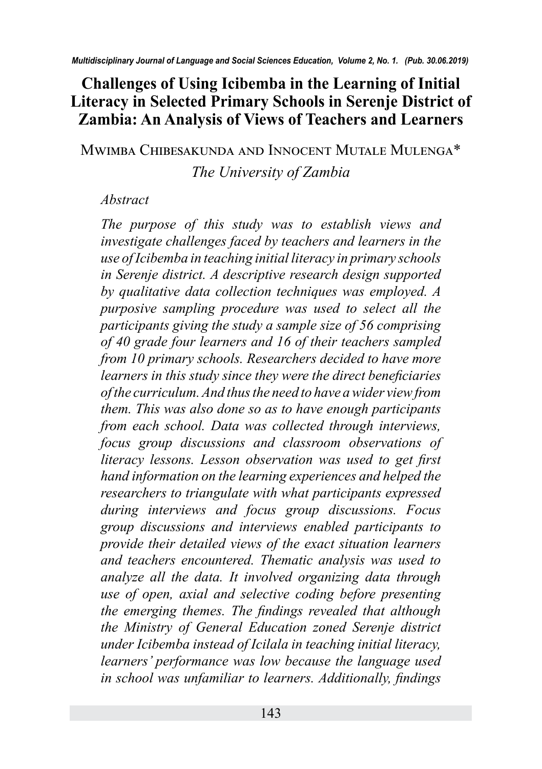# Challenges of Using Icibemba in the Learning of Initial Literacy in Selected Primary Schools in Serenje District of Zambia: An Analysis of Views of Teachers and Learners

Mwimba Chibesakunda and Innocent Mutale Mulenga*

*The University of Zambia*

*Abstract*

*The purpose of this study was to establish views and investigate challenges faced by teachers and learners in the use of Icibemba in teaching initial literacy in primary schools in Serenje district. A descriptive research design supported by qualitative data collection techniques was employed. A purposive sampling procedure was used to select all the participants giving the study a sample size of 56 comprising of 40 grade four learners and 16 of their teachers sampled from 10 primary schools. Researchers decided to have more learners in this study since they were the direct beneficiaries of the curriculum. And thus the need to have a wider view from them. This was also done so as to have enough participants from each school. Data was collected through interviews, focus group discussions and classroom observations of literacy lessons. Lesson observation was used to get first hand information on the learning experiences and helped the researchers to triangulate with what participants expressed during interviews and focus group discussions. Focus group discussions and interviews enabled participants to provide their detailed views of the exact situation learners and teachers encountered. Thematic analysis was used to analyze all the data. It involved organizing data through use of open, axial and selective coding before presenting the emerging themes. The findings revealed that although the Ministry of General Education zoned Serenje district under Icibemba instead of Icilala in teaching initial literacy, learners' performance was low because the language used in school was unfamiliar to learners. Additionally, findings*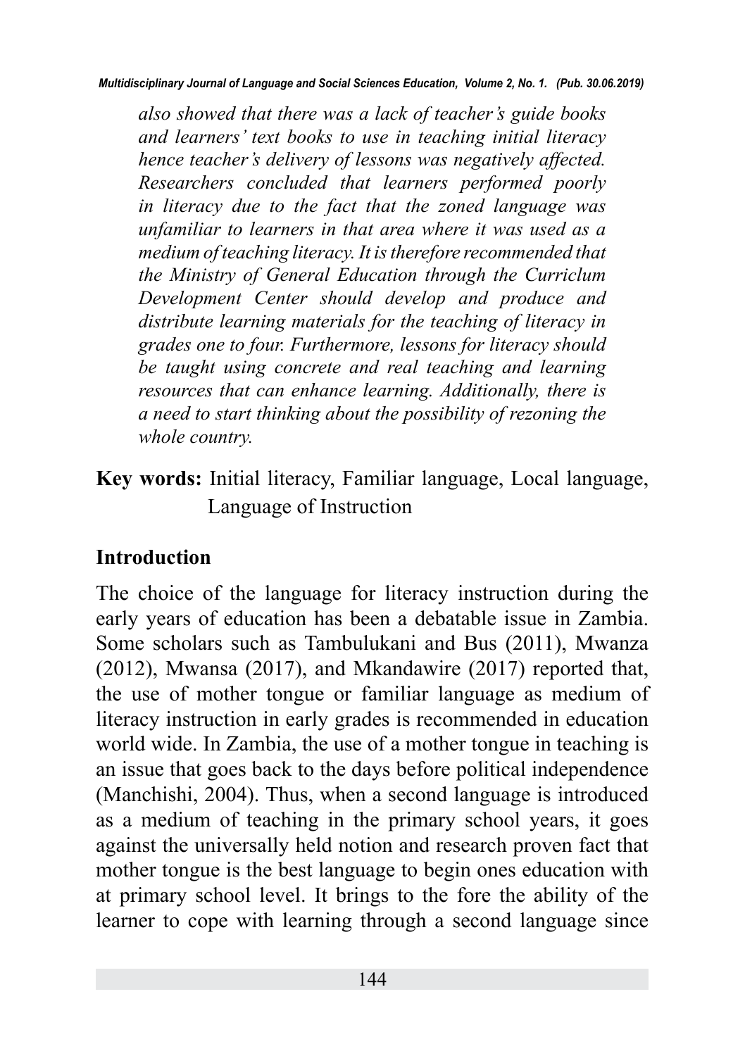*also showed that there was a lack of teacher's guide books and learners' text books to use in teaching initial literacy hence teacher's delivery of lessons was negatively affected. Researchers concluded that learners performed poorly in literacy due to the fact that the zoned language was unfamiliar to learners in that area where it was used as a medium of teaching literacy. It is therefore recommended that the Ministry of General Education through the Curriclum Development Center should develop and produce and distribute learning materials for the teaching of literacy in grades one to four. Furthermore, lessons for literacy should be taught using concrete and real teaching and learning resources that can enhance learning. Additionally, there is a need to start thinking about the possibility of rezoning the whole country.*

**Key words:** Initial literacy, Familiar language, Local language, Language of Instruction

## Introduction

The choice of the language for literacy instruction during the early years of education has been a debatable issue in Zambia. Some scholars such as Tambulukani and Bus (2011), Mwanza (2012), Mwansa (2017), and Mkandawire (2017) reported that, the use of mother tongue or familiar language as medium of literacy instruction in early grades is recommended in education world wide. In Zambia, the use of a mother tongue in teaching is an issue that goes back to the days before political independence (Manchishi, 2004). Thus, when a second language is introduced as a medium of teaching in the primary school years, it goes against the universally held notion and research proven fact that mother tongue is the best language to begin ones education with at primary school level. It brings to the fore the ability of the learner to cope with learning through a second language since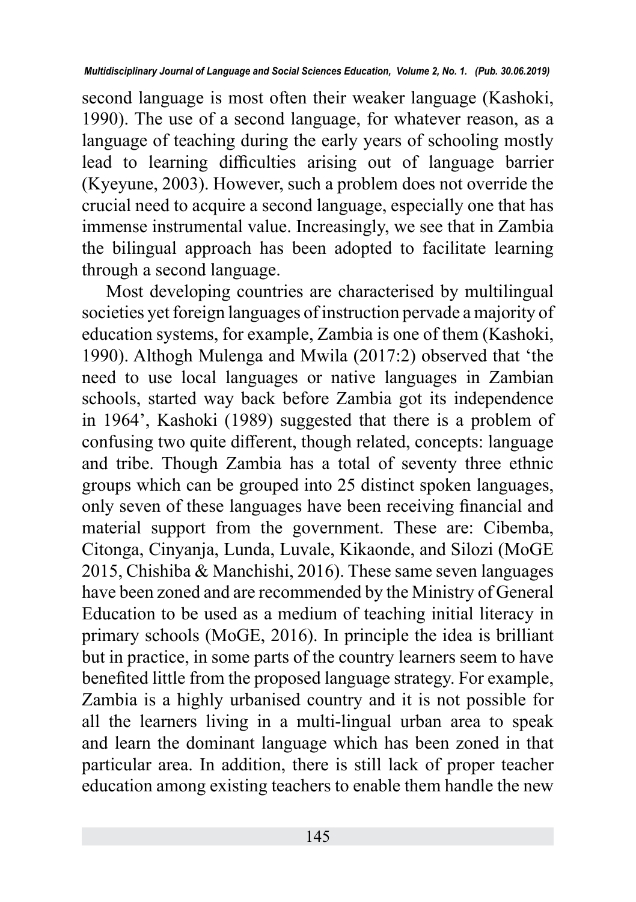second language is most often their weaker language (Kashoki, 1990). The use of a second language, for whatever reason, as a language of teaching during the early years of schooling mostly lead to learning difficulties arising out of language barrier (Kyeyune, 2003). However, such a problem does not override the crucial need to acquire a second language, especially one that has immense instrumental value. Increasingly, we see that in Zambia the bilingual approach has been adopted to facilitate learning through a second language.

Most developing countries are characterised by multilingual societies yet foreign languages of instruction pervade a majority of education systems, for example, Zambia is one of them (Kashoki, 1990). Althogh Mulenga and Mwila (2017:2) observed that 'the need to use local languages or native languages in Zambian schools, started way back before Zambia got its independence in 1964', Kashoki (1989) suggested that there is a problem of confusing two quite different, though related, concepts: language and tribe. Though Zambia has a total of seventy three ethnic groups which can be grouped into 25 distinct spoken languages, only seven of these languages have been receiving financial and material support from the government. These are: Cibemba, Citonga, Cinyanja, Lunda, Luvale, Kikaonde, and Silozi (MoGE 2015, Chishiba & Manchishi, 2016). These same seven languages have been zoned and are recommended by the Ministry of General Education to be used as a medium of teaching initial literacy in primary schools (MoGE, 2016). In principle the idea is brilliant but in practice, in some parts of the country learners seem to have benefited little from the proposed language strategy. For example, Zambia is a highly urbanised country and it is not possible for all the learners living in a multi-lingual urban area to speak and learn the dominant language which has been zoned in that particular area. In addition, there is still lack of proper teacher education among existing teachers to enable them handle the new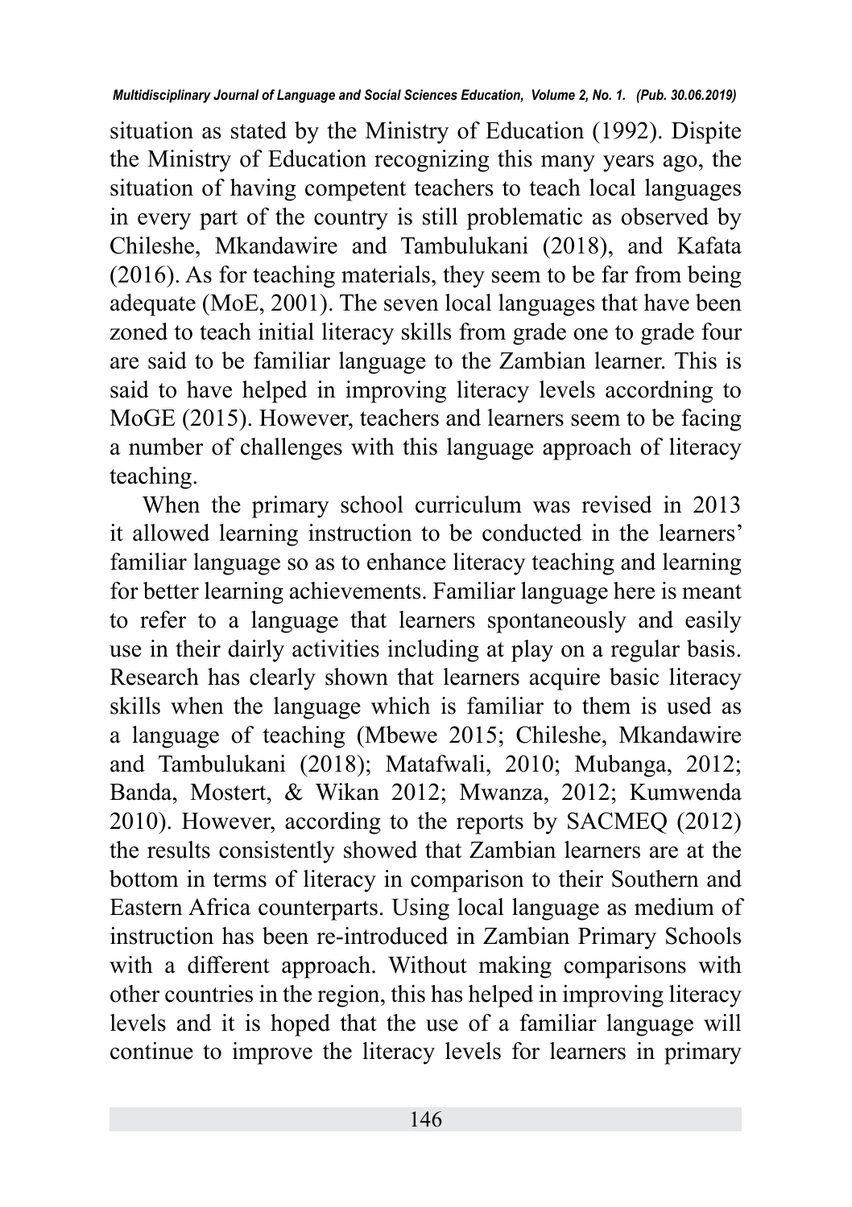situation as stated by the Ministry of Education (1992). Dispite the Ministry of Education recognizing this many years ago, the situation of having competent teachers to teach local languages in every part of the country is still problematic as observed by Chileshe, Mkandawire and Tambulukani (2018), and Kafata (2016). As for teaching materials, they seem to be far from being adequate (MoE, 2001). The seven local languages that have been zoned to teach initial literacy skills from grade one to grade four are said to be familiar language to the Zambian learner. This is said to have helped in improving literacy levels accordning to MoGE (2015). However, teachers and learners seem to be facing a number of challenges with this language approach of literacy teaching.

When the primary school curriculum was revised in 2013 it allowed learning instruction to be conducted in the learners' familiar language so as to enhance literacy teaching and learning for better learning achievements. Familiar language here is meant to refer to a language that learners spontaneously and easily use in their dairly activities including at play on a regular basis. Research has clearly shown that learners acquire basic literacy skills when the language which is familiar to them is used as a language of teaching (Mbewe 2015; Chileshe, Mkandawire and Tambulukani (2018); Matafwali, 2010; Mubanga, 2012; Banda, Mostert, & Wikan 2012; Mwanza, 2012; Kumwenda 2010). However, according to the reports by SACMEQ (2012) the results consistently showed that Zambian learners are at the bottom in terms of literacy in comparison to their Southern and Eastern Africa counterparts. Using local language as medium of instruction has been re-introduced in Zambian Primary Schools with a different approach. Without making comparisons with other countries in the region, this has helped in improving literacy levels and it is hoped that the use of a familiar language will continue to improve the literacy levels for learners in primary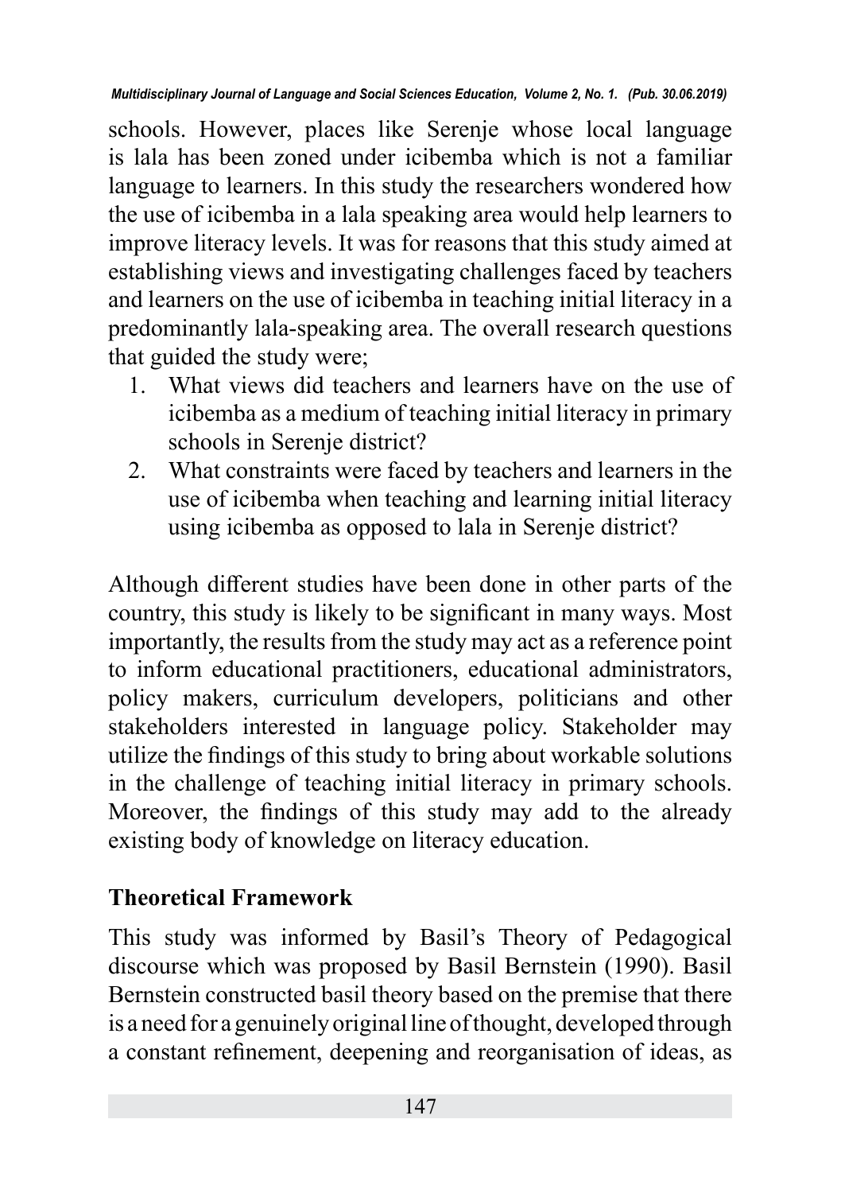schools. However, places like Serenje whose local language is lala has been zoned under icibemba which is not a familiar language to learners. In this study the researchers wondered how the use of icibemba in a lala speaking area would help learners to improve literacy levels. It was for reasons that this study aimed at establishing views and investigating challenges faced by teachers and learners on the use of icibemba in teaching initial literacy in a predominantly lala-speaking area. The overall research questions that guided the study were;

1. What views did teachers and learners have on the use of icibemba as a medium of teaching initial literacy in primary schools in Serenje district?
2. What constraints were faced by teachers and learners in the use of icibemba when teaching and learning initial literacy using icibemba as opposed to lala in Serenje district?

Although different studies have been done in other parts of the country, this study is likely to be significant in many ways. Most importantly, the results from the study may act as a reference point to inform educational practitioners, educational administrators, policy makers, curriculum developers, politicians and other stakeholders interested in language policy. Stakeholder may utilize the findings of this study to bring about workable solutions in the challenge of teaching initial literacy in primary schools. Moreover, the findings of this study may add to the already existing body of knowledge on literacy education.

## Theoretical Framework

This study was informed by Basil's Theory of Pedagogical discourse which was proposed by Basil Bernstein (1990). Basil Bernstein constructed basil theory based on the premise that there is a need for a genuinely original line of thought, developed through a constant refinement, deepening and reorganisation of ideas, as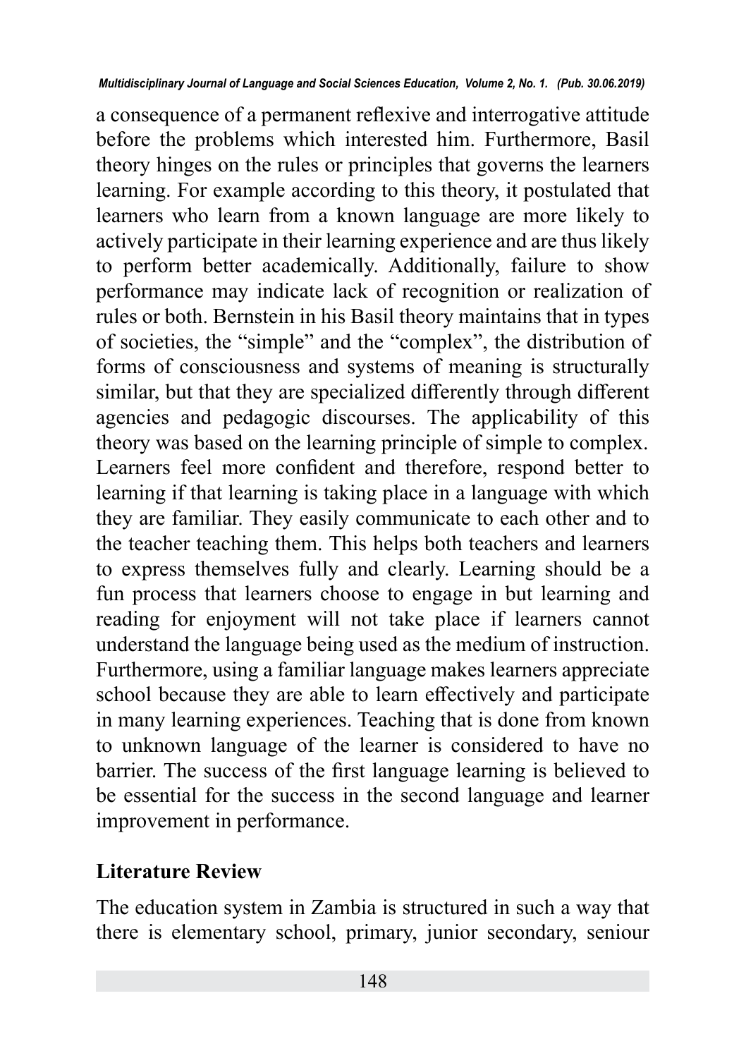a consequence of a permanent reflexive and interrogative attitude before the problems which interested him. Furthermore, Basil theory hinges on the rules or principles that governs the learners learning. For example according to this theory, it postulated that learners who learn from a known language are more likely to actively participate in their learning experience and are thus likely to perform better academically. Additionally, failure to show performance may indicate lack of recognition or realization of rules or both. Bernstein in his Basil theory maintains that in types of societies, the "simple" and the "complex", the distribution of forms of consciousness and systems of meaning is structurally similar, but that they are specialized differently through different agencies and pedagogic discourses. The applicability of this theory was based on the learning principle of simple to complex. Learners feel more confident and therefore, respond better to learning if that learning is taking place in a language with which they are familiar. They easily communicate to each other and to the teacher teaching them. This helps both teachers and learners to express themselves fully and clearly. Learning should be a fun process that learners choose to engage in but learning and reading for enjoyment will not take place if learners cannot understand the language being used as the medium of instruction. Furthermore, using a familiar language makes learners appreciate school because they are able to learn effectively and participate in many learning experiences. Teaching that is done from known to unknown language of the learner is considered to have no barrier. The success of the first language learning is believed to be essential for the success in the second language and learner improvement in performance.

## Literature Review

The education system in Zambia is structured in such a way that there is elementary school, primary, junior secondary, seniour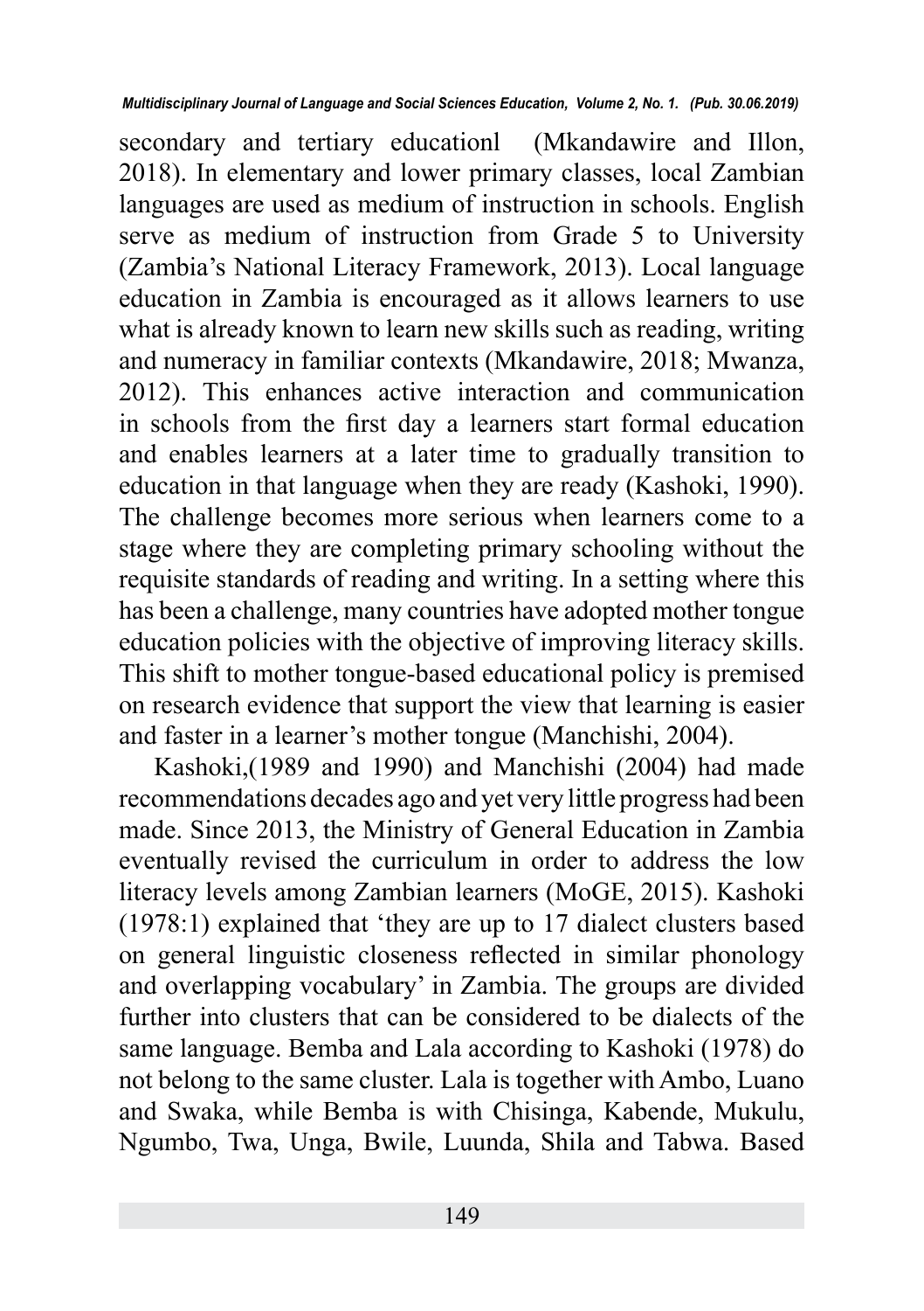secondary and tertiary educationl (Mkandawire and Illon, 2018). In elementary and lower primary classes, local Zambian languages are used as medium of instruction in schools. English serve as medium of instruction from Grade 5 to University (Zambia's National Literacy Framework, 2013). Local language education in Zambia is encouraged as it allows learners to use what is already known to learn new skills such as reading, writing and numeracy in familiar contexts (Mkandawire, 2018; Mwanza, 2012). This enhances active interaction and communication in schools from the first day a learners start formal education and enables learners at a later time to gradually transition to education in that language when they are ready (Kashoki, 1990). The challenge becomes more serious when learners come to a stage where they are completing primary schooling without the requisite standards of reading and writing. In a setting where this has been a challenge, many countries have adopted mother tongue education policies with the objective of improving literacy skills. This shift to mother tongue-based educational policy is premised on research evidence that support the view that learning is easier and faster in a learner's mother tongue (Manchishi, 2004).

Kashoki,(1989 and 1990) and Manchishi (2004) had made recommendations decades ago and yet very little progress had been made. Since 2013, the Ministry of General Education in Zambia eventually revised the curriculum in order to address the low literacy levels among Zambian learners (MoGE, 2015). Kashoki (1978:1) explained that 'they are up to 17 dialect clusters based on general linguistic closeness reflected in similar phonology and overlapping vocabulary' in Zambia. The groups are divided further into clusters that can be considered to be dialects of the same language. Bemba and Lala according to Kashoki (1978) do not belong to the same cluster. Lala is together with Ambo, Luano and Swaka, while Bemba is with Chisinga, Kabende, Mukulu, Ngumbo, Twa, Unga, Bwile, Luunda, Shila and Tabwa. Based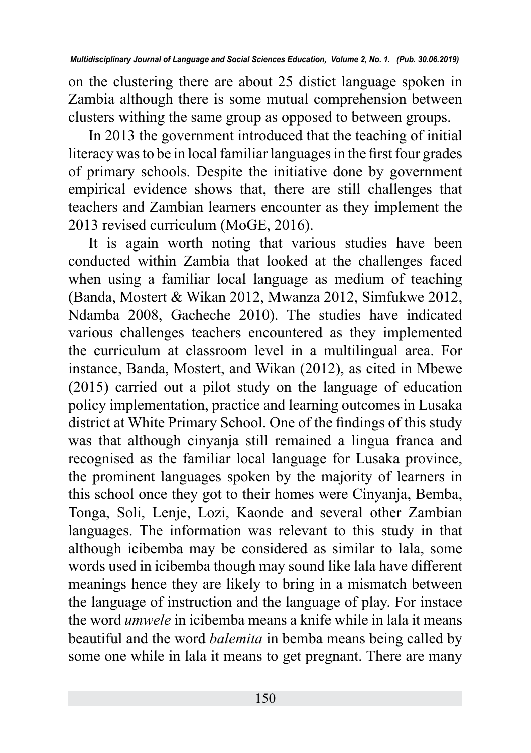on the clustering there are about 25 distict language spoken in Zambia although there is some mutual comprehension between clusters withing the same group as opposed to between groups.

In 2013 the government introduced that the teaching of initial literacy was to be in local familiar languages in the first four grades of primary schools. Despite the initiative done by government empirical evidence shows that, there are still challenges that teachers and Zambian learners encounter as they implement the 2013 revised curriculum (MoGE, 2016).

It is again worth noting that various studies have been conducted within Zambia that looked at the challenges faced when using a familiar local language as medium of teaching (Banda, Mostert & Wikan 2012, Mwanza 2012, Simfukwe 2012, Ndamba 2008, Gacheche 2010). The studies have indicated various challenges teachers encountered as they implemented the curriculum at classroom level in a multilingual area. For instance, Banda, Mostert, and Wikan (2012), as cited in Mbewe (2015) carried out a pilot study on the language of education policy implementation, practice and learning outcomes in Lusaka district at White Primary School. One of the findings of this study was that although cinyanja still remained a lingua franca and recognised as the familiar local language for Lusaka province, the prominent languages spoken by the majority of learners in this school once they got to their homes were Cinyanja, Bemba, Tonga, Soli, Lenje, Lozi, Kaonde and several other Zambian languages. The information was relevant to this study in that although icibemba may be considered as similar to lala, some words used in icibemba though may sound like lala have different meanings hence they are likely to bring in a mismatch between the language of instruction and the language of play. For instace the word *umwele* in icibemba means a knife while in lala it means beautiful and the word *balemita* in bemba means being called by some one while in lala it means to get pregnant. There are many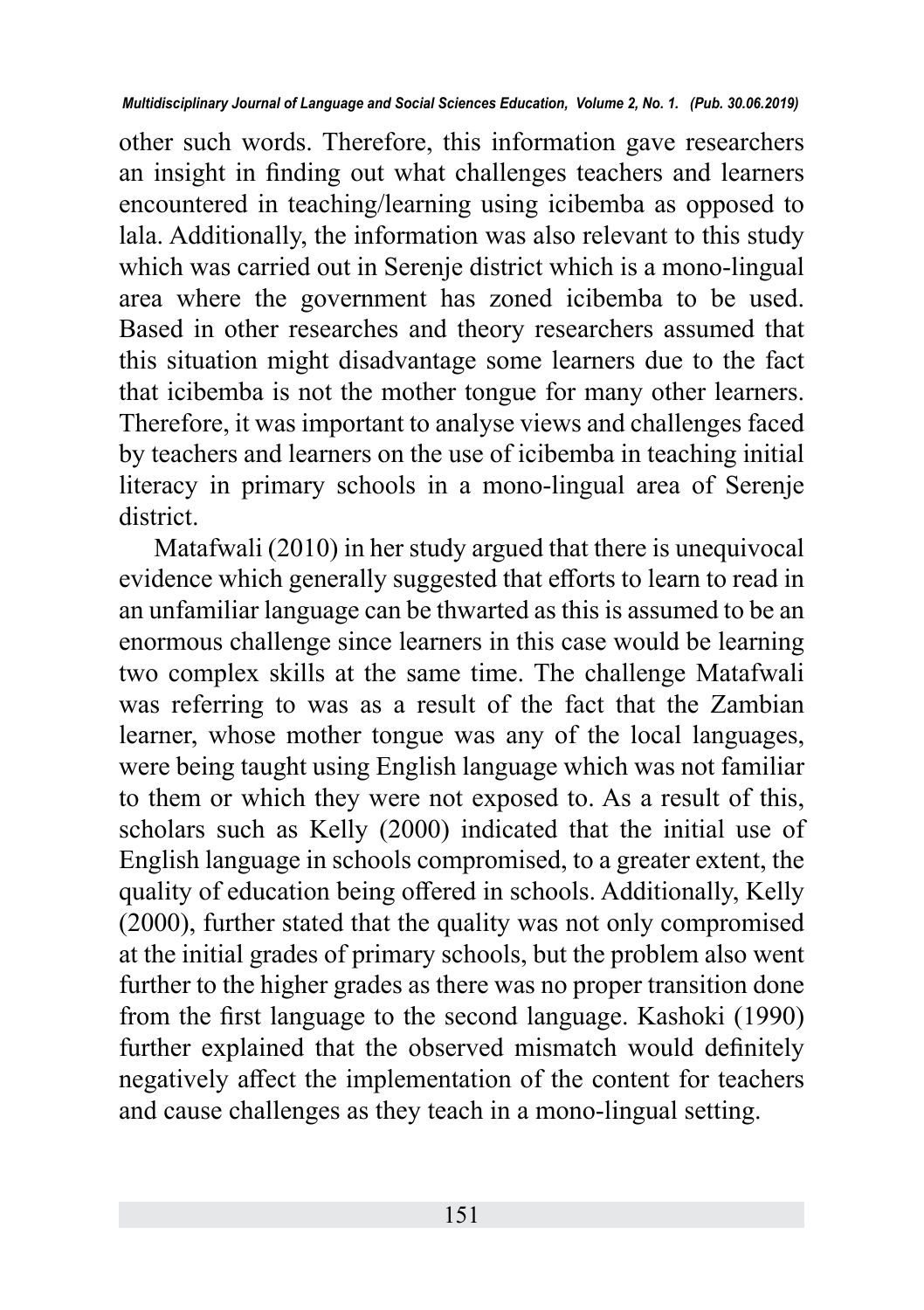other such words. Therefore, this information gave researchers an insight in finding out what challenges teachers and learners encountered in teaching/learning using icibemba as opposed to lala. Additionally, the information was also relevant to this study which was carried out in Serenje district which is a mono-lingual area where the government has zoned icibemba to be used. Based in other researches and theory researchers assumed that this situation might disadvantage some learners due to the fact that icibemba is not the mother tongue for many other learners. Therefore, it was important to analyse views and challenges faced by teachers and learners on the use of icibemba in teaching initial literacy in primary schools in a mono-lingual area of Serenje district.

Matafwali (2010) in her study argued that there is unequivocal evidence which generally suggested that efforts to learn to read in an unfamiliar language can be thwarted as this is assumed to be an enormous challenge since learners in this case would be learning two complex skills at the same time. The challenge Matafwali was referring to was as a result of the fact that the Zambian learner, whose mother tongue was any of the local languages, were being taught using English language which was not familiar to them or which they were not exposed to. As a result of this, scholars such as Kelly (2000) indicated that the initial use of English language in schools compromised, to a greater extent, the quality of education being offered in schools. Additionally, Kelly (2000), further stated that the quality was not only compromised at the initial grades of primary schools, but the problem also went further to the higher grades as there was no proper transition done from the first language to the second language. Kashoki (1990) further explained that the observed mismatch would definitely negatively affect the implementation of the content for teachers and cause challenges as they teach in a mono-lingual setting.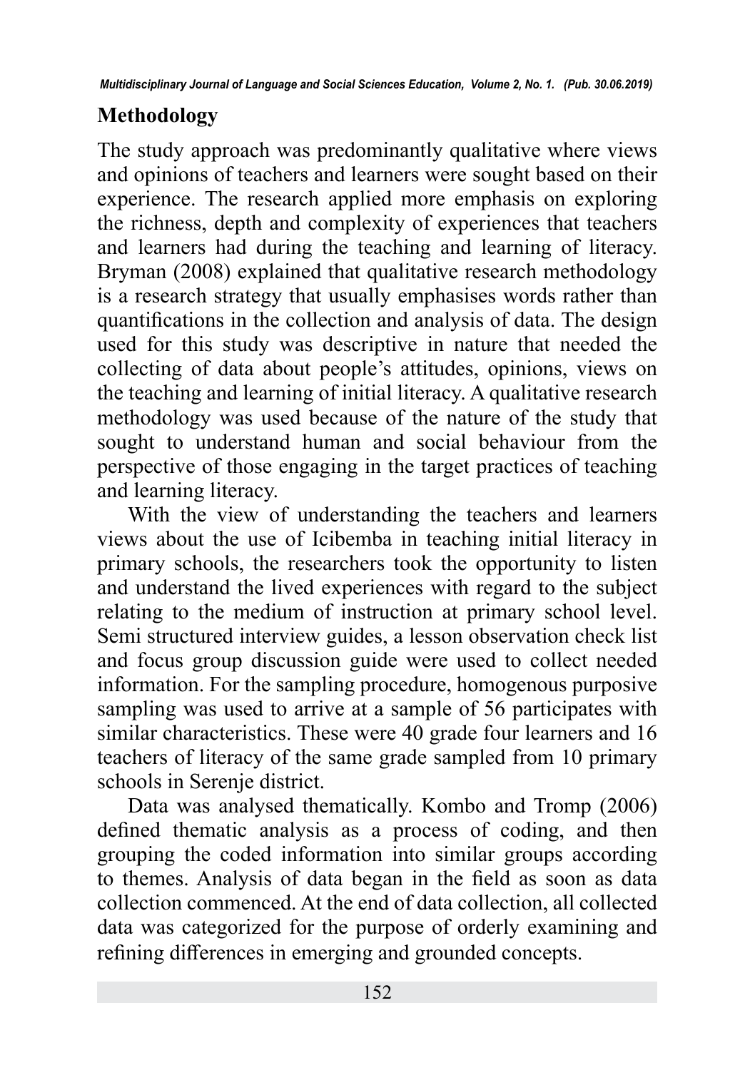## Methodology

The study approach was predominantly qualitative where views and opinions of teachers and learners were sought based on their experience. The research applied more emphasis on exploring the richness, depth and complexity of experiences that teachers and learners had during the teaching and learning of literacy. Bryman (2008) explained that qualitative research methodology is a research strategy that usually emphasises words rather than quantifications in the collection and analysis of data. The design used for this study was descriptive in nature that needed the collecting of data about people's attitudes, opinions, views on the teaching and learning of initial literacy. A qualitative research methodology was used because of the nature of the study that sought to understand human and social behaviour from the perspective of those engaging in the target practices of teaching and learning literacy.

With the view of understanding the teachers and learners views about the use of Icibemba in teaching initial literacy in primary schools, the researchers took the opportunity to listen and understand the lived experiences with regard to the subject relating to the medium of instruction at primary school level. Semi structured interview guides, a lesson observation check list and focus group discussion guide were used to collect needed information. For the sampling procedure, homogenous purposive sampling was used to arrive at a sample of 56 participates with similar characteristics. These were 40 grade four learners and 16 teachers of literacy of the same grade sampled from 10 primary schools in Serenje district.

Data was analysed thematically. Kombo and Tromp (2006) defined thematic analysis as a process of coding, and then grouping the coded information into similar groups according to themes. Analysis of data began in the field as soon as data collection commenced. At the end of data collection, all collected data was categorized for the purpose of orderly examining and refining differences in emerging and grounded concepts.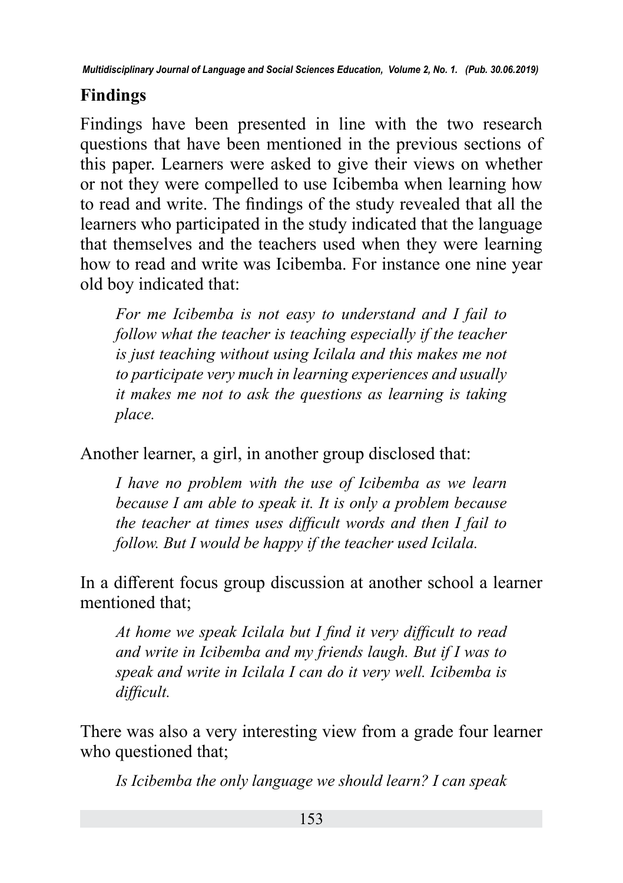## Findings

Findings have been presented in line with the two research questions that have been mentioned in the previous sections of this paper. Learners were asked to give their views on whether or not they were compelled to use Icibemba when learning how to read and write. The findings of the study revealed that all the learners who participated in the study indicated that the language that themselves and the teachers used when they were learning how to read and write was Icibemba. For instance one nine year old boy indicated that:

> *For me Icibemba is not easy to understand and I fail to follow what the teacher is teaching especially if the teacher is just teaching without using Icilala and this makes me not to participate very much in learning experiences and usually it makes me not to ask the questions as learning is taking place.*

Another learner, a girl, in another group disclosed that:

> *I have no problem with the use of Icibemba as we learn because I am able to speak it. It is only a problem because the teacher at times uses difficult words and then I fail to follow. But I would be happy if the teacher used Icilala.*

In a different focus group discussion at another school a learner mentioned that;

> *At home we speak Icilala but I find it very difficult to read and write in Icibemba and my friends laugh. But if I was to speak and write in Icilala I can do it very well. Icibemba is difficult.*

There was also a very interesting view from a grade four learner who questioned that;

> *Is Icibemba the only language we should learn? I can speak*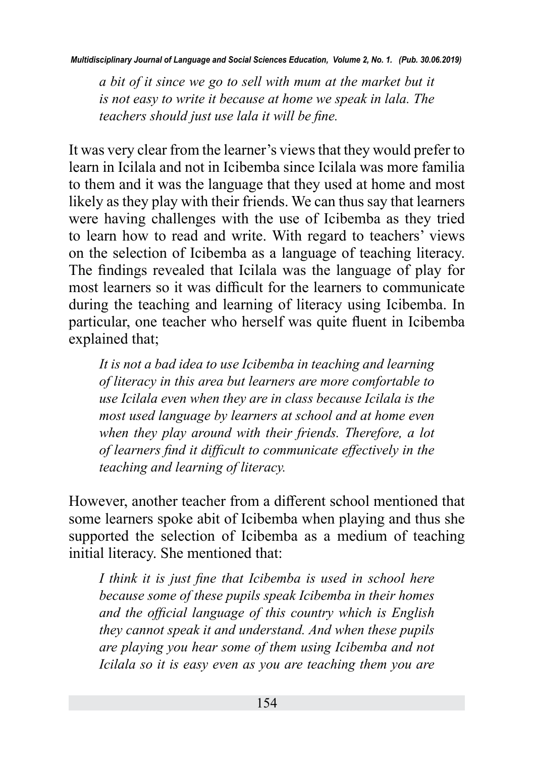*a bit of it since we go to sell with mum at the market but it is not easy to write it because at home we speak in lala. The teachers should just use lala it will be fine.*

It was very clear from the learner's views that they would prefer to learn in Icilala and not in Icibemba since Icilala was more familia to them and it was the language that they used at home and most likely as they play with their friends. We can thus say that learners were having challenges with the use of Icibemba as they tried to learn how to read and write. With regard to teachers' views on the selection of Icibemba as a language of teaching literacy. The findings revealed that Icilala was the language of play for most learners so it was difficult for the learners to communicate during the teaching and learning of literacy using Icibemba. In particular, one teacher who herself was quite fluent in Icibemba explained that;

*It is not a bad idea to use Icibemba in teaching and learning of literacy in this area but learners are more comfortable to use Icilala even when they are in class because Icilala is the most used language by learners at school and at home even when they play around with their friends. Therefore, a lot of learners find it difficult to communicate effectively in the teaching and learning of literacy.*

However, another teacher from a different school mentioned that some learners spoke abit of Icibemba when playing and thus she supported the selection of Icibemba as a medium of teaching initial literacy. She mentioned that:

*I think it is just fine that Icibemba is used in school here because some of these pupils speak Icibemba in their homes and the official language of this country which is English they cannot speak it and understand. And when these pupils are playing you hear some of them using Icibemba and not Icilala so it is easy even as you are teaching them you are*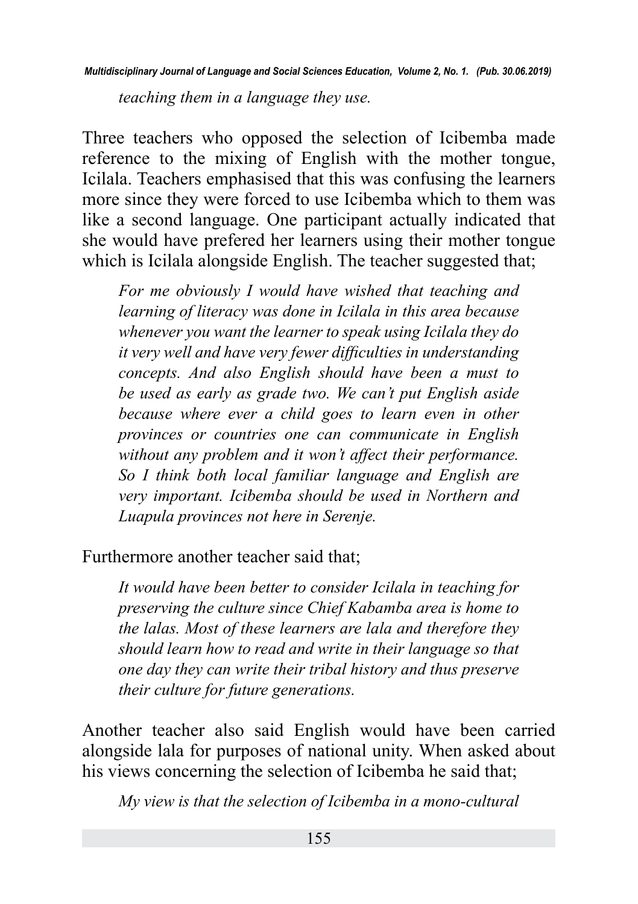*teaching them in a language they use.*

Three teachers who opposed the selection of Icibemba made reference to the mixing of English with the mother tongue, Icilala. Teachers emphasised that this was confusing the learners more since they were forced to use Icibemba which to them was like a second language. One participant actually indicated that she would have prefered her learners using their mother tongue which is Icilala alongside English. The teacher suggested that;

> *For me obviously I would have wished that teaching and learning of literacy was done in Icilala in this area because whenever you want the learner to speak using Icilala they do it very well and have very fewer difficulties in understanding concepts. And also English should have been a must to be used as early as grade two. We can't put English aside because where ever a child goes to learn even in other provinces or countries one can communicate in English without any problem and it won't affect their performance. So I think both local familiar language and English are very important. Icibemba should be used in Northern and Luapula provinces not here in Serenje.*

Furthermore another teacher said that;

> *It would have been better to consider Icilala in teaching for preserving the culture since Chief Kabamba area is home to the lalas. Most of these learners are lala and therefore they should learn how to read and write in their language so that one day they can write their tribal history and thus preserve their culture for future generations.*

Another teacher also said English would have been carried alongside lala for purposes of national unity. When asked about his views concerning the selection of Icibemba he said that;

> *My view is that the selection of Icibemba in a mono-cultural*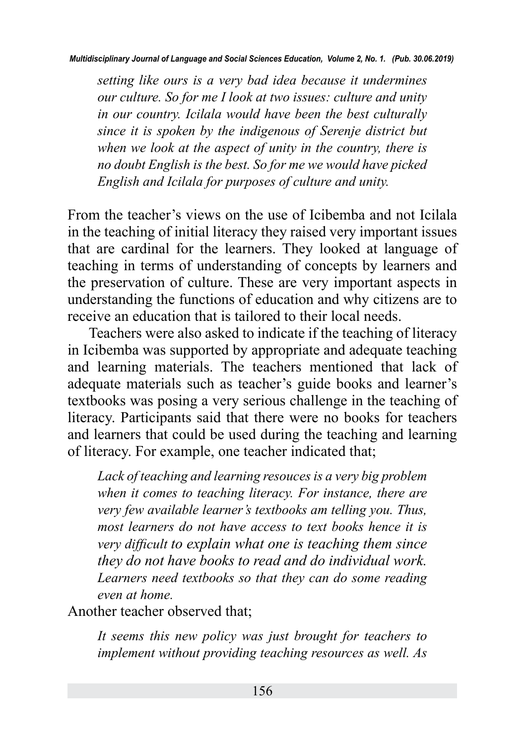*setting like ours is a very bad idea because it undermines our culture. So for me I look at two issues: culture and unity in our country. Icilala would have been the best culturally since it is spoken by the indigenous of Serenje district but when we look at the aspect of unity in the country, there is no doubt English is the best. So for me we would have picked English and Icilala for purposes of culture and unity.*

From the teacher's views on the use of Icibemba and not Icilala in the teaching of initial literacy they raised very important issues that are cardinal for the learners. They looked at language of teaching in terms of understanding of concepts by learners and the preservation of culture. These are very important aspects in understanding the functions of education and why citizens are to receive an education that is tailored to their local needs.

Teachers were also asked to indicate if the teaching of literacy in Icibemba was supported by appropriate and adequate teaching and learning materials. The teachers mentioned that lack of adequate materials such as teacher's guide books and learner's textbooks was posing a very serious challenge in the teaching of literacy. Participants said that there were no books for teachers and learners that could be used during the teaching and learning of literacy. For example, one teacher indicated that;

*Lack of teaching and learning resouces is a very big problem when it comes to teaching literacy. For instance, there are very few available learner's textbooks am telling you. Thus, most learners do not have access to text books hence it is very difficult to explain what one is teaching them since they do not have books to read and do individual work. Learners need textbooks so that they can do some reading even at home.*

Another teacher observed that;

*It seems this new policy was just brought for teachers to implement without providing teaching resources as well. As*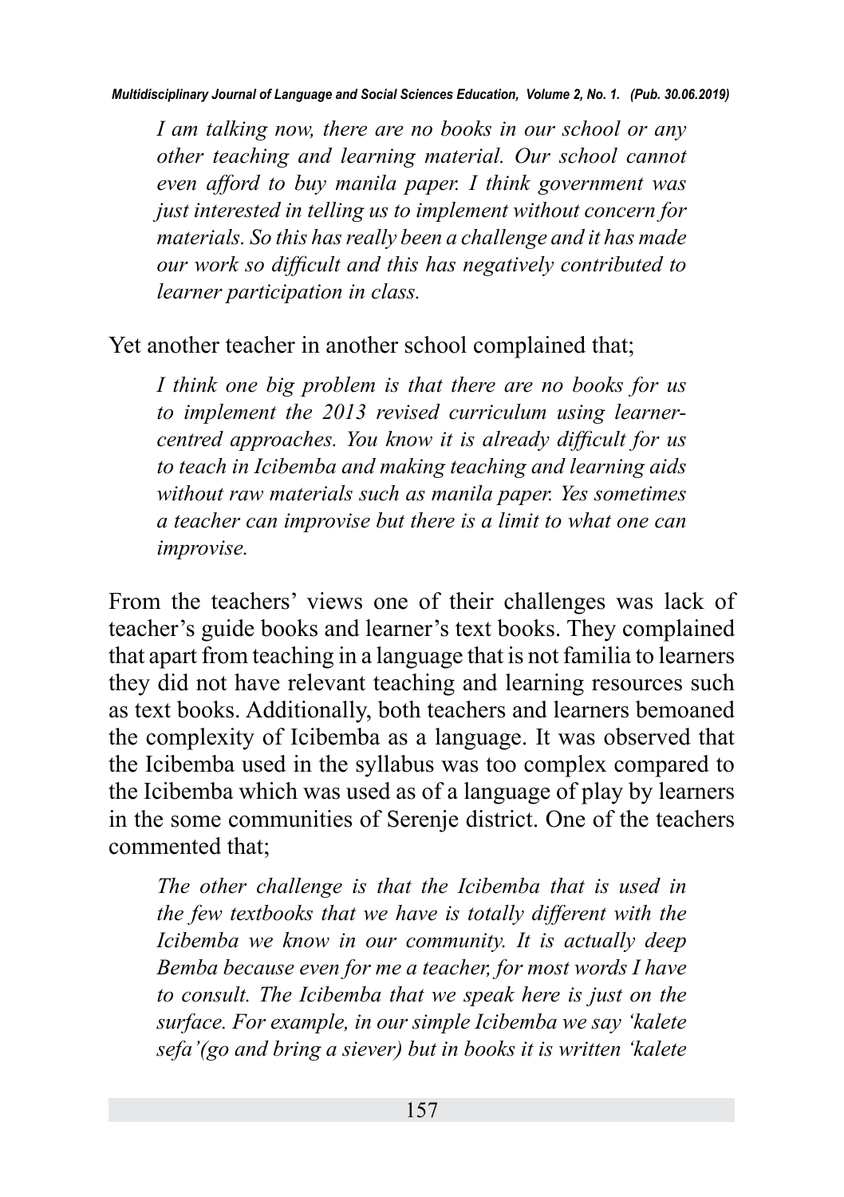> *I am talking now, there are no books in our school or any other teaching and learning material. Our school cannot even afford to buy manila paper. I think government was just interested in telling us to implement without concern for materials. So this has really been a challenge and it has made our work so difficult and this has negatively contributed to learner participation in class.*

Yet another teacher in another school complained that;

> *I think one big problem is that there are no books for us to implement the 2013 revised curriculum using learner-centred approaches. You know it is already difficult for us to teach in Icibemba and making teaching and learning aids without raw materials such as manila paper. Yes sometimes a teacher can improvise but there is a limit to what one can improvise.*

From the teachers' views one of their challenges was lack of teacher's guide books and learner's text books. They complained that apart from teaching in a language that is not familia to learners they did not have relevant teaching and learning resources such as text books. Additionally, both teachers and learners bemoaned the complexity of Icibemba as a language. It was observed that the Icibemba used in the syllabus was too complex compared to the Icibemba which was used as of a language of play by learners in the some communities of Serenje district. One of the teachers commented that;

> *The other challenge is that the Icibemba that is used in the few textbooks that we have is totally different with the Icibemba we know in our community. It is actually deep Bemba because even for me a teacher, for most words I have to consult. The Icibemba that we speak here is just on the surface. For example, in our simple Icibemba we say 'kalete sefa'(go and bring a siever) but in books it is written 'kalete*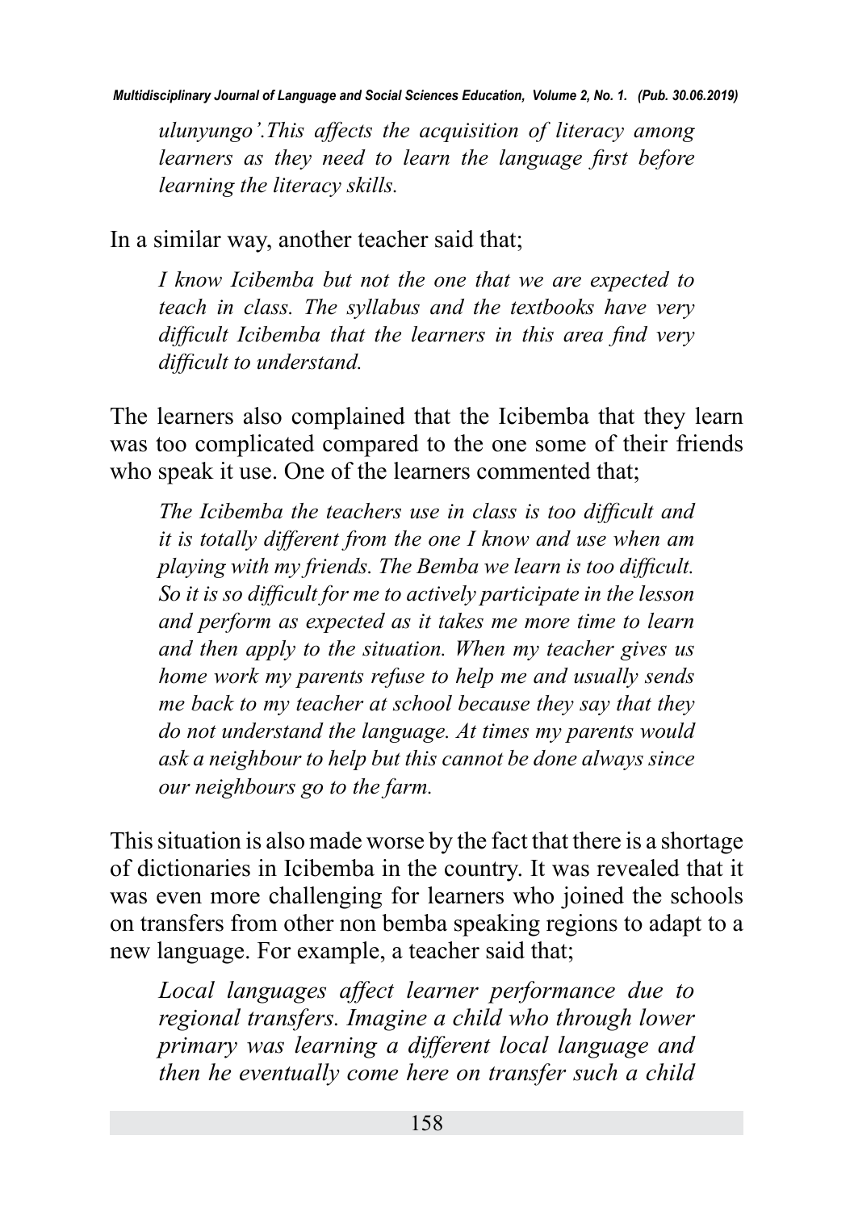*ulunyungo'.This affects the acquisition of literacy among learners as they need to learn the language first before learning the literacy skills.*

In a similar way, another teacher said that;

> *I know Icibemba but not the one that we are expected to teach in class. The syllabus and the textbooks have very difficult Icibemba that the learners in this area find very difficult to understand.*

The learners also complained that the Icibemba that they learn was too complicated compared to the one some of their friends who speak it use. One of the learners commented that;

> *The Icibemba the teachers use in class is too difficult and it is totally different from the one I know and use when am playing with my friends. The Bemba we learn is too difficult. So it is so difficult for me to actively participate in the lesson and perform as expected as it takes me more time to learn and then apply to the situation. When my teacher gives us home work my parents refuse to help me and usually sends me back to my teacher at school because they say that they do not understand the language. At times my parents would ask a neighbour to help but this cannot be done always since our neighbours go to the farm.*

This situation is also made worse by the fact that there is a shortage of dictionaries in Icibemba in the country. It was revealed that it was even more challenging for learners who joined the schools on transfers from other non bemba speaking regions to adapt to a new language. For example, a teacher said that;

> *Local languages affect learner performance due to regional transfers. Imagine a child who through lower primary was learning a different local language and then he eventually come here on transfer such a child*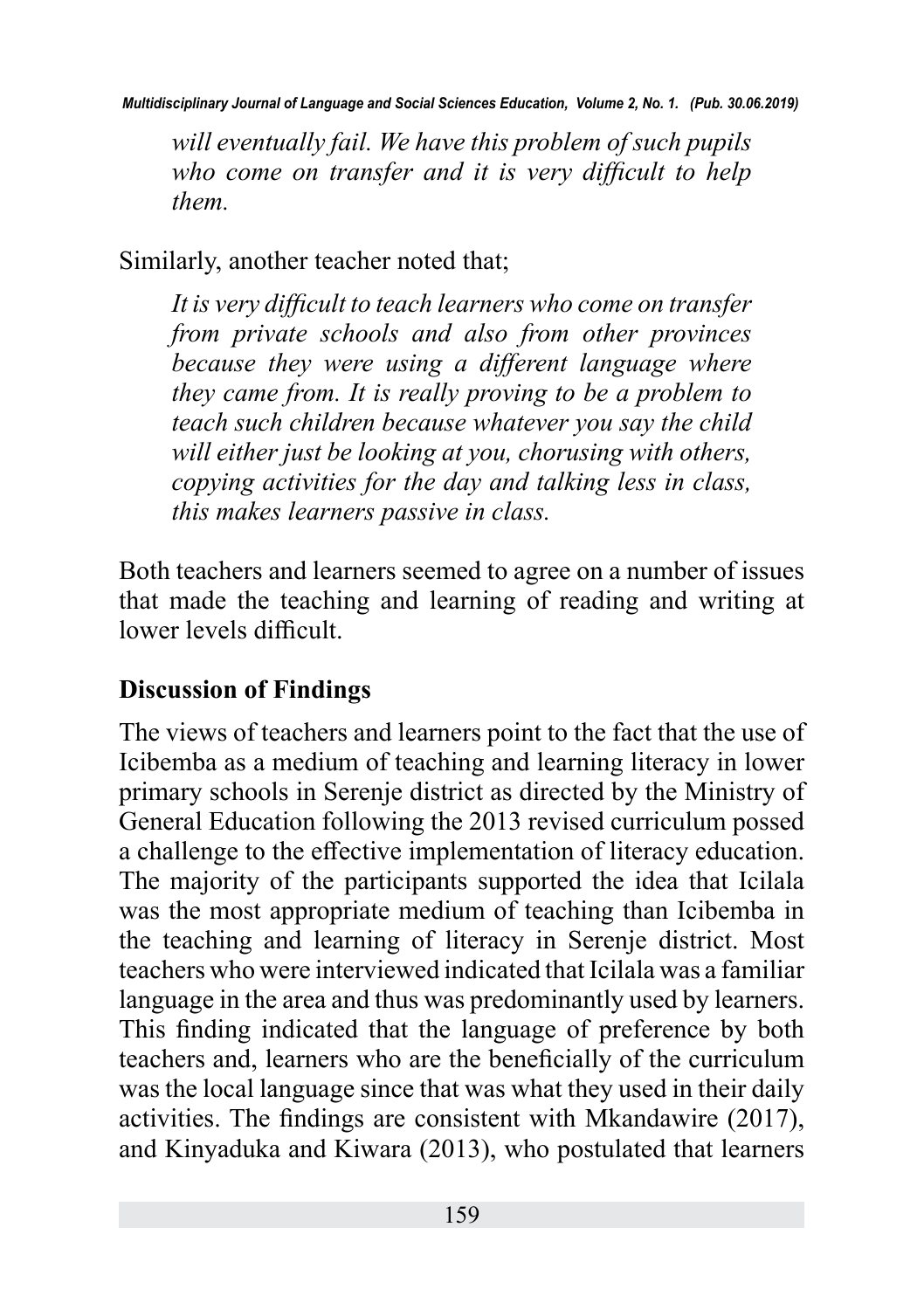> *will eventually fail. We have this problem of such pupils who come on transfer and it is very difficult to help them.*

Similarly, another teacher noted that;

> *It is very difficult to teach learners who come on transfer from private schools and also from other provinces because they were using a different language where they came from. It is really proving to be a problem to teach such children because whatever you say the child will either just be looking at you, chorusing with others, copying activities for the day and talking less in class, this makes learners passive in class.*

Both teachers and learners seemed to agree on a number of issues that made the teaching and learning of reading and writing at lower levels difficult.

**Discussion of Findings**

The views of teachers and learners point to the fact that the use of Icibemba as a medium of teaching and learning literacy in lower primary schools in Serenje district as directed by the Ministry of General Education following the 2013 revised curriculum possed a challenge to the effective implementation of literacy education. The majority of the participants supported the idea that Icilala was the most appropriate medium of teaching than Icibemba in the teaching and learning of literacy in Serenje district. Most teachers who were interviewed indicated that Icilala was a familiar language in the area and thus was predominantly used by learners. This finding indicated that the language of preference by both teachers and, learners who are the beneficially of the curriculum was the local language since that was what they used in their daily activities. The findings are consistent with Mkandawire (2017), and Kinyaduka and Kiwara (2013), who postulated that learners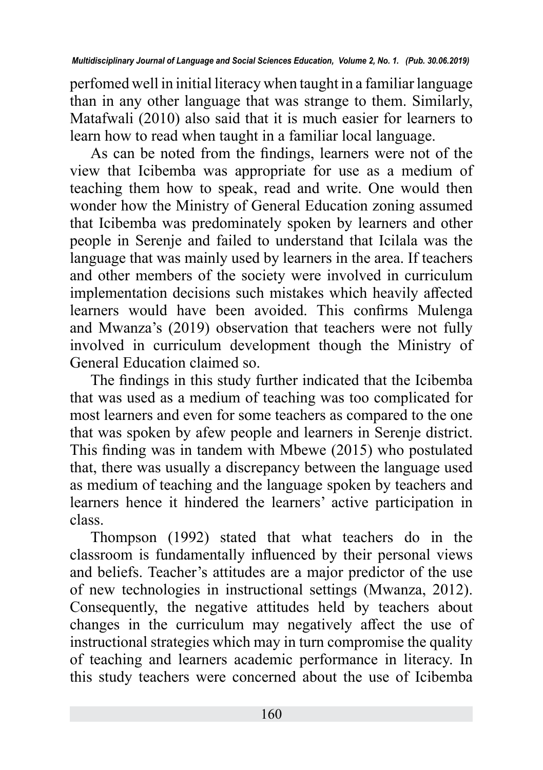perfomed well in initial literacy when taught in a familiar language than in any other language that was strange to them. Similarly, Matafwali (2010) also said that it is much easier for learners to learn how to read when taught in a familiar local language.

As can be noted from the findings, learners were not of the view that Icibemba was appropriate for use as a medium of teaching them how to speak, read and write. One would then wonder how the Ministry of General Education zoning assumed that Icibemba was predominately spoken by learners and other people in Serenje and failed to understand that Icilala was the language that was mainly used by learners in the area. If teachers and other members of the society were involved in curriculum implementation decisions such mistakes which heavily affected learners would have been avoided. This confirms Mulenga and Mwanza's (2019) observation that teachers were not fully involved in curriculum development though the Ministry of General Education claimed so.

The findings in this study further indicated that the Icibemba that was used as a medium of teaching was too complicated for most learners and even for some teachers as compared to the one that was spoken by afew people and learners in Serenje district. This finding was in tandem with Mbewe (2015) who postulated that, there was usually a discrepancy between the language used as medium of teaching and the language spoken by teachers and learners hence it hindered the learners' active participation in class.

Thompson (1992) stated that what teachers do in the classroom is fundamentally influenced by their personal views and beliefs. Teacher's attitudes are a major predictor of the use of new technologies in instructional settings (Mwanza, 2012). Consequently, the negative attitudes held by teachers about changes in the curriculum may negatively affect the use of instructional strategies which may in turn compromise the quality of teaching and learners academic performance in literacy. In this study teachers were concerned about the use of Icibemba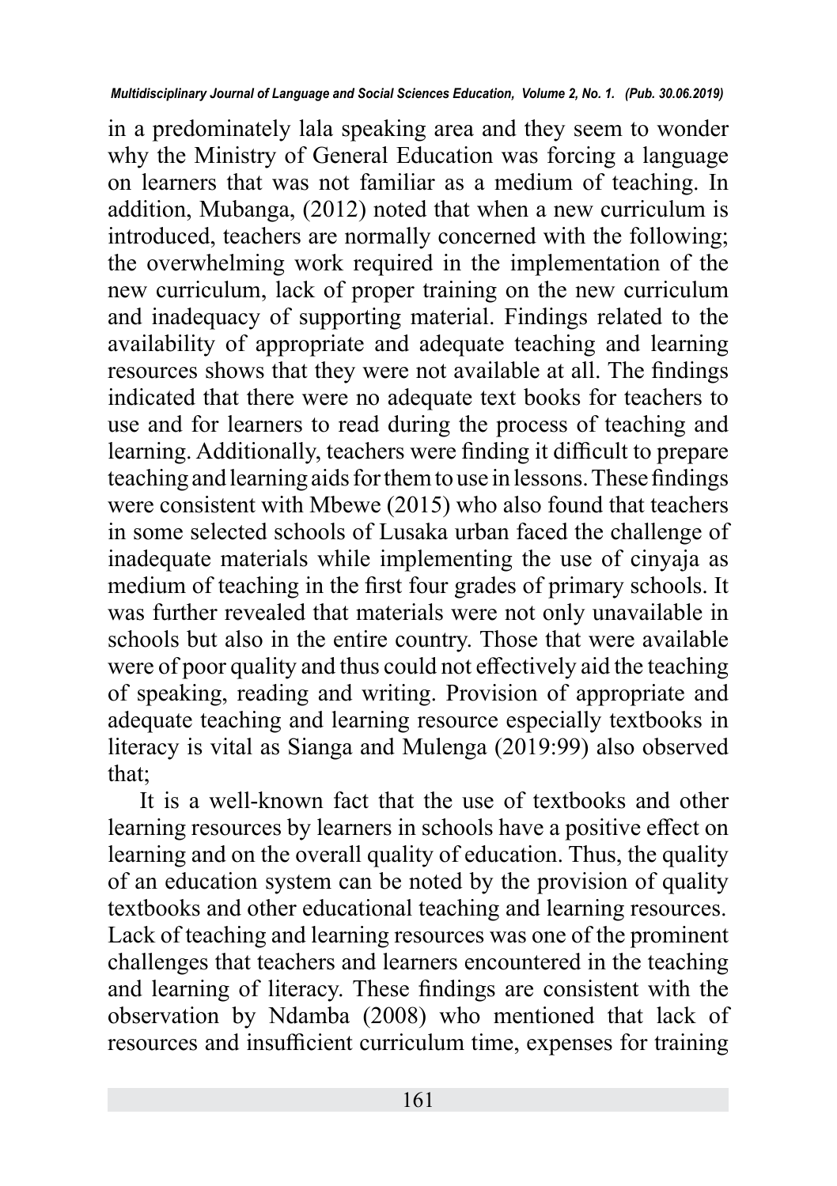in a predominately lala speaking area and they seem to wonder why the Ministry of General Education was forcing a language on learners that was not familiar as a medium of teaching. In addition, Mubanga, (2012) noted that when a new curriculum is introduced, teachers are normally concerned with the following; the overwhelming work required in the implementation of the new curriculum, lack of proper training on the new curriculum and inadequacy of supporting material. Findings related to the availability of appropriate and adequate teaching and learning resources shows that they were not available at all. The findings indicated that there were no adequate text books for teachers to use and for learners to read during the process of teaching and learning. Additionally, teachers were finding it difficult to prepare teaching and learning aids for them to use in lessons. These findings were consistent with Mbewe (2015) who also found that teachers in some selected schools of Lusaka urban faced the challenge of inadequate materials while implementing the use of cinyaja as medium of teaching in the first four grades of primary schools. It was further revealed that materials were not only unavailable in schools but also in the entire country. Those that were available were of poor quality and thus could not effectively aid the teaching of speaking, reading and writing. Provision of appropriate and adequate teaching and learning resource especially textbooks in literacy is vital as Sianga and Mulenga (2019:99) also observed that;

It is a well-known fact that the use of textbooks and other learning resources by learners in schools have a positive effect on learning and on the overall quality of education. Thus, the quality of an education system can be noted by the provision of quality textbooks and other educational teaching and learning resources. Lack of teaching and learning resources was one of the prominent challenges that teachers and learners encountered in the teaching and learning of literacy. These findings are consistent with the observation by Ndamba (2008) who mentioned that lack of resources and insufficient curriculum time, expenses for training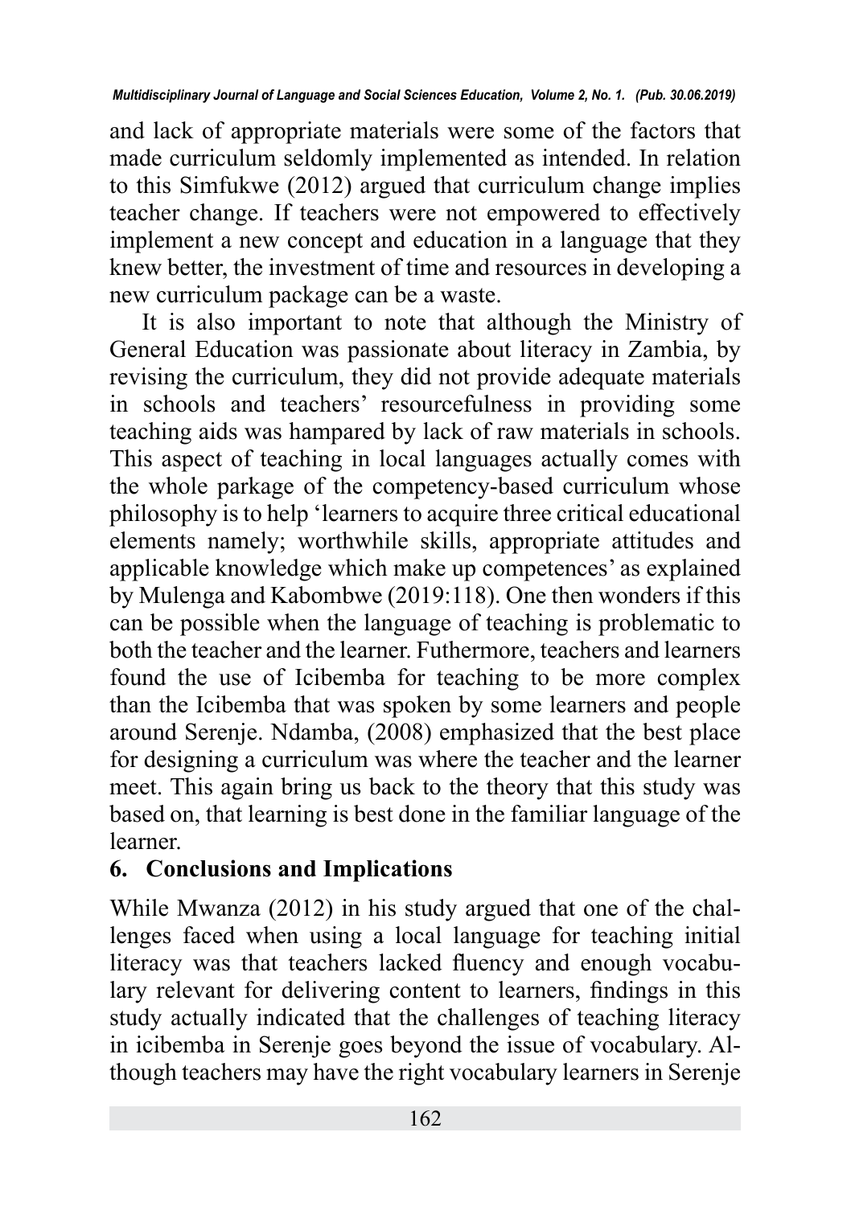and lack of appropriate materials were some of the factors that made curriculum seldomly implemented as intended. In relation to this Simfukwe (2012) argued that curriculum change implies teacher change. If teachers were not empowered to effectively implement a new concept and education in a language that they knew better, the investment of time and resources in developing a new curriculum package can be a waste.

It is also important to note that although the Ministry of General Education was passionate about literacy in Zambia, by revising the curriculum, they did not provide adequate materials in schools and teachers' resourcefulness in providing some teaching aids was hampered by lack of raw materials in schools. This aspect of teaching in local languages actually comes with the whole parkage of the competency-based curriculum whose philosophy is to help 'learners to acquire three critical educational elements namely; worthwhile skills, appropriate attitudes and applicable knowledge which make up competences' as explained by Mulenga and Kabombwe (2019:118). One then wonders if this can be possible when the language of teaching is problematic to both the teacher and the learner. Futhermore, teachers and learners found the use of Icibemba for teaching to be more complex than the Icibemba that was spoken by some learners and people around Serenje. Ndamba, (2008) emphasized that the best place for designing a curriculum was where the teacher and the learner meet. This again bring us back to the theory that this study was based on, that learning is best done in the familiar language of the learner.

## 6. Conclusions and Implications

While Mwanza (2012) in his study argued that one of the challenges faced when using a local language for teaching initial literacy was that teachers lacked fluency and enough vocabulary relevant for delivering content to learners, findings in this study actually indicated that the challenges of teaching literacy in icibemba in Serenje goes beyond the issue of vocabulary. Although teachers may have the right vocabulary learners in Serenje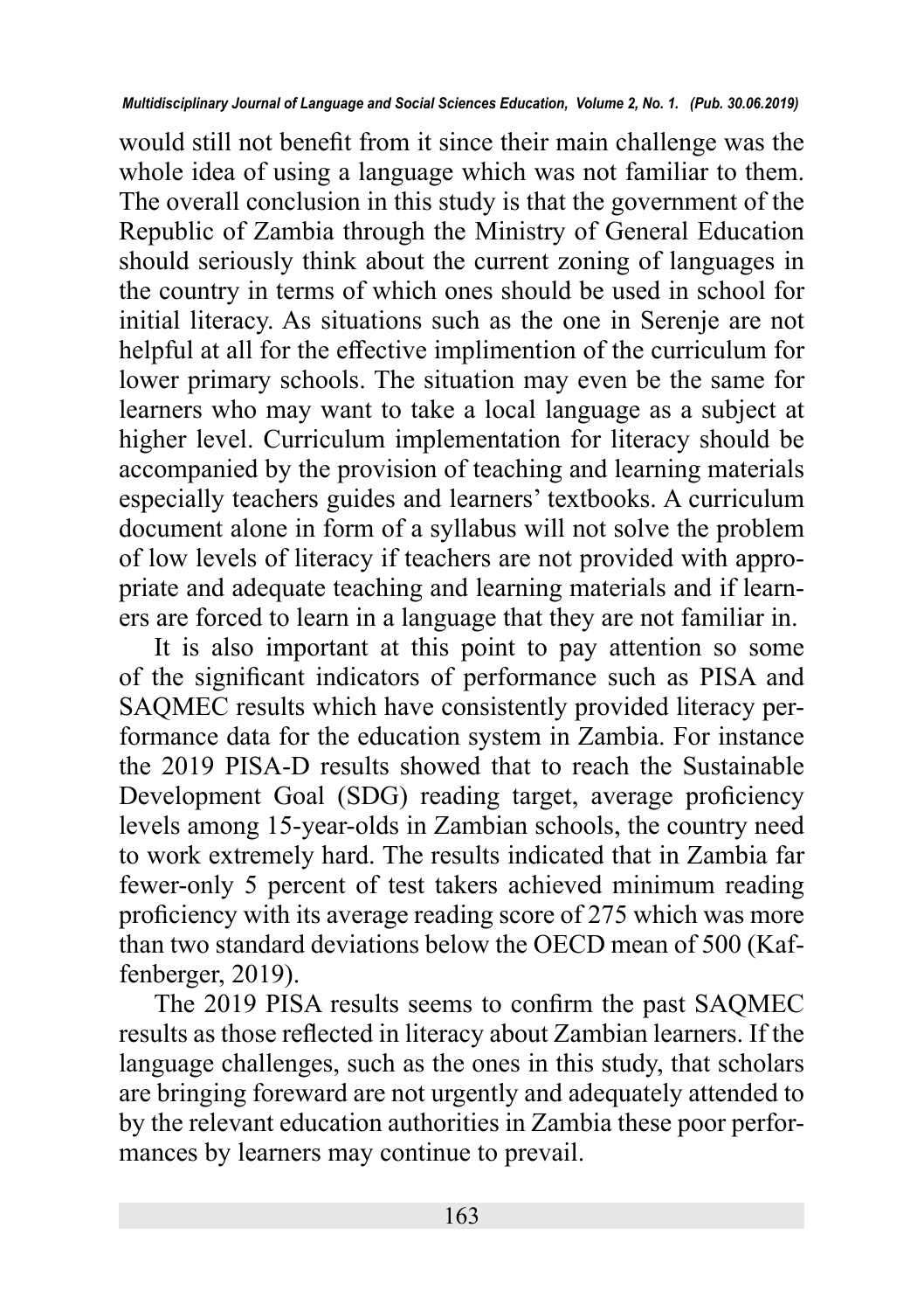would still not benefit from it since their main challenge was the whole idea of using a language which was not familiar to them. The overall conclusion in this study is that the government of the Republic of Zambia through the Ministry of General Education should seriously think about the current zoning of languages in the country in terms of which ones should be used in school for initial literacy. As situations such as the one in Serenje are not helpful at all for the effective implimention of the curriculum for lower primary schools. The situation may even be the same for learners who may want to take a local language as a subject at higher level. Curriculum implementation for literacy should be accompanied by the provision of teaching and learning materials especially teachers guides and learners' textbooks. A curriculum document alone in form of a syllabus will not solve the problem of low levels of literacy if teachers are not provided with appropriate and adequate teaching and learning materials and if learners are forced to learn in a language that they are not familiar in.

It is also important at this point to pay attention so some of the significant indicators of performance such as PISA and SAQMEC results which have consistently provided literacy performance data for the education system in Zambia. For instance the 2019 PISA-D results showed that to reach the Sustainable Development Goal (SDG) reading target, average proficiency levels among 15-year-olds in Zambian schools, the country need to work extremely hard. The results indicated that in Zambia far fewer-only 5 percent of test takers achieved minimum reading proficiency with its average reading score of 275 which was more than two standard deviations below the OECD mean of 500 (Kaffenberger, 2019).

The 2019 PISA results seems to confirm the past SAQMEC results as those reflected in literacy about Zambian learners. If the language challenges, such as the ones in this study, that scholars are bringing foreward are not urgently and adequately attended to by the relevant education authorities in Zambia these poor performances by learners may continue to prevail.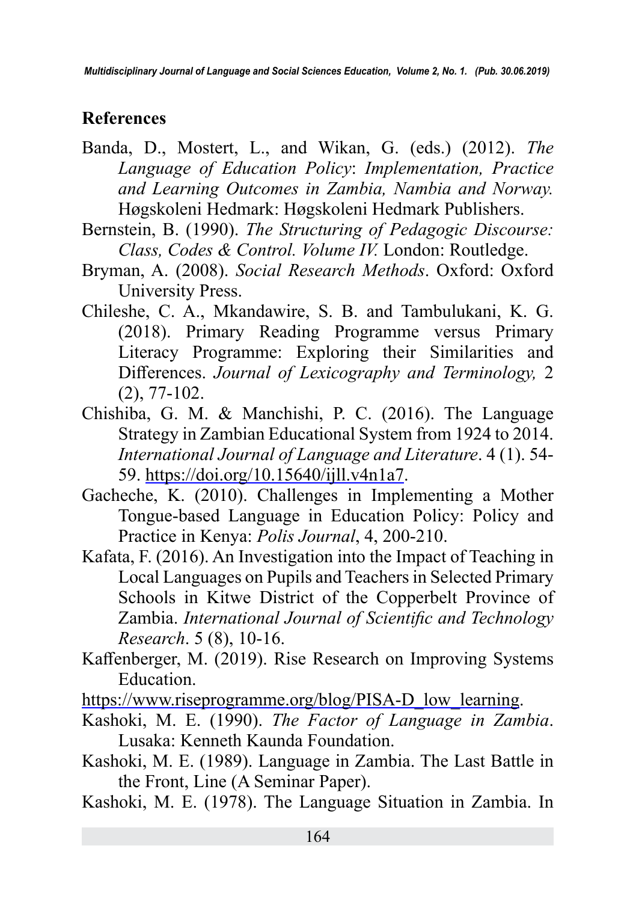## References

Banda, D., Mostert, L., and Wikan, G. (eds.) (2012). *The Language of Education Policy*: *Implementation, Practice and Learning Outcomes in Zambia, Nambia and Norway.* Høgskoleni Hedmark: Høgskoleni Hedmark Publishers.

Bernstein, B. (1990). *The Structuring of Pedagogic Discourse: Class, Codes & Control. Volume IV.* London: Routledge.

Bryman, A. (2008). *Social Research Methods*. Oxford: Oxford University Press.

Chileshe, C. A., Mkandawire, S. B. and Tambulukani, K. G. (2018). Primary Reading Programme versus Primary Literacy Programme: Exploring their Similarities and Differences. *Journal of Lexicography and Terminology,* 2 (2), 77-102.

Chishiba, G. M. & Manchishi, P. C. (2016). The Language Strategy in Zambian Educational System from 1924 to 2014. *International Journal of Language and Literature*. 4 (1). 54-59. https://doi.org/10.15640/ijll.v4n1a7.

Gacheche, K. (2010). Challenges in Implementing a Mother Tongue-based Language in Education Policy: Policy and Practice in Kenya: *Polis Journal*, 4, 200-210.

Kafata, F. (2016). An Investigation into the Impact of Teaching in Local Languages on Pupils and Teachers in Selected Primary Schools in Kitwe District of the Copperbelt Province of Zambia. *International Journal of Scientific and Technology Research*. 5 (8), 10-16.

Kaffenberger, M. (2019). Rise Research on Improving Systems Education.
https://www.riseprogramme.org/blog/PISA-D_low_learning.

Kashoki, M. E. (1990). *The Factor of Language in Zambia*. Lusaka: Kenneth Kaunda Foundation.

Kashoki, M. E. (1989). Language in Zambia. The Last Battle in the Front, Line (A Seminar Paper).

Kashoki, M. E. (1978). The Language Situation in Zambia. In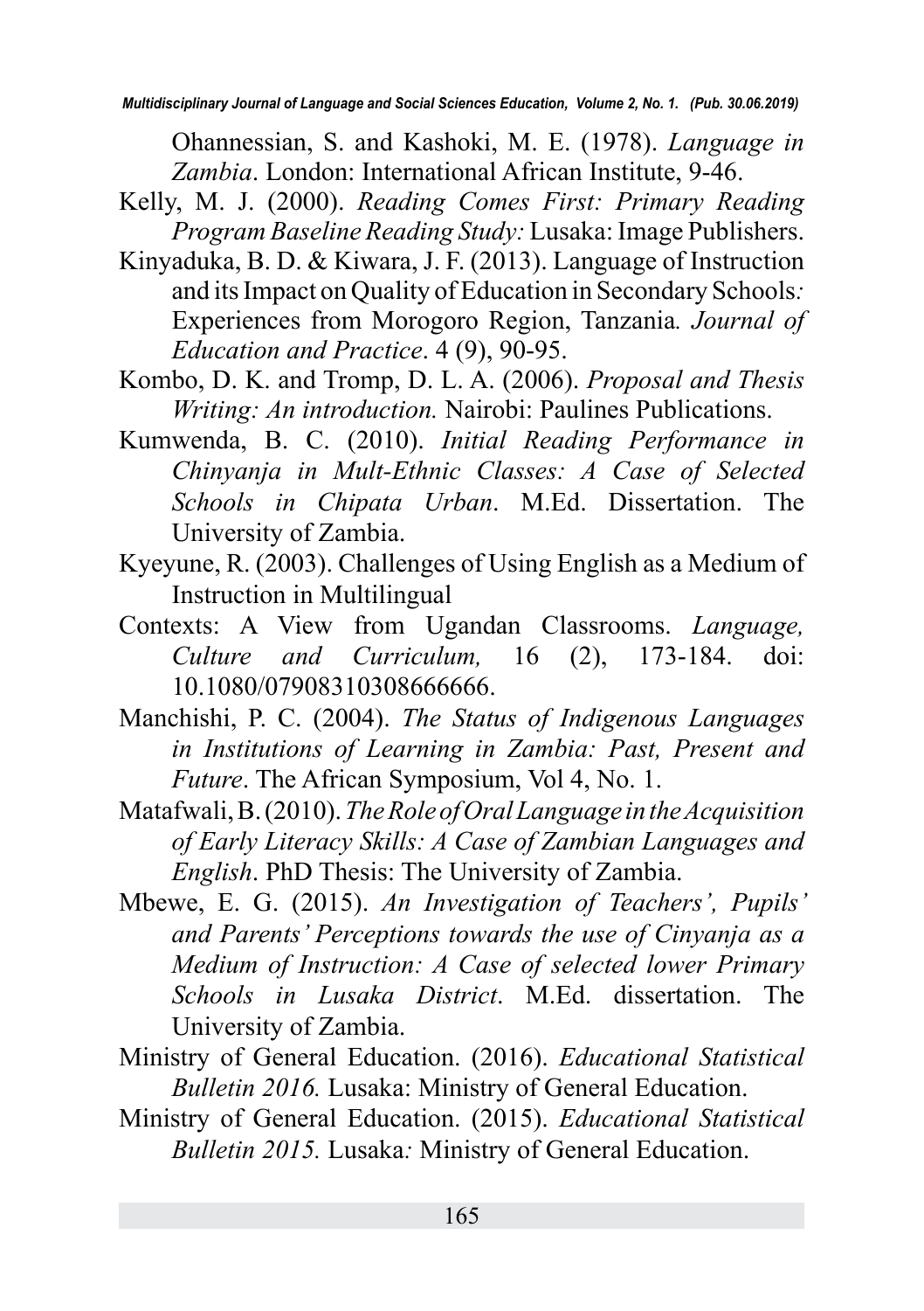Ohannessian, S. and Kashoki, M. E. (1978). *Language in Zambia*. London: International African Institute, 9-46.

Kelly, M. J. (2000). *Reading Comes First: Primary Reading Program Baseline Reading Study:* Lusaka: Image Publishers.

Kinyaduka, B. D. & Kiwara, J. F. (2013). Language of Instruction and its Impact on Quality of Education in Secondary Schools*:* Experiences from Morogoro Region, Tanzania*. Journal of Education and Practice*. 4 (9), 90-95.

Kombo, D. K. and Tromp, D. L. A. (2006). *Proposal and Thesis Writing: An introduction.* Nairobi: Paulines Publications.

Kumwenda, B. C. (2010). *Initial Reading Performance in Chinyanja in Mult-Ethnic Classes: A Case of Selected Schools in Chipata Urban*. M.Ed. Dissertation. The University of Zambia.

Kyeyune, R. (2003). Challenges of Using English as a Medium of Instruction in Multilingual

Contexts: A View from Ugandan Classrooms. *Language, Culture and Curriculum,* 16 (2), 173-184. doi: 10.1080/07908310308666666.

Manchishi, P. C. (2004). *The Status of Indigenous Languages in Institutions of Learning in Zambia: Past, Present and Future*. The African Symposium, Vol 4, No. 1.

Matafwali, B. (2010). *The Role of Oral Language in the Acquisition of Early Literacy Skills: A Case of Zambian Languages and English*. PhD Thesis: The University of Zambia.

Mbewe, E. G. (2015). *An Investigation of Teachers', Pupils' and Parents' Perceptions towards the use of Cinyanja as a Medium of Instruction: A Case of selected lower Primary Schools in Lusaka District*. M.Ed. dissertation. The University of Zambia.

Ministry of General Education. (2016). *Educational Statistical Bulletin 2016.* Lusaka: Ministry of General Education.

Ministry of General Education. (2015). *Educational Statistical Bulletin 2015.* Lusaka*:* Ministry of General Education.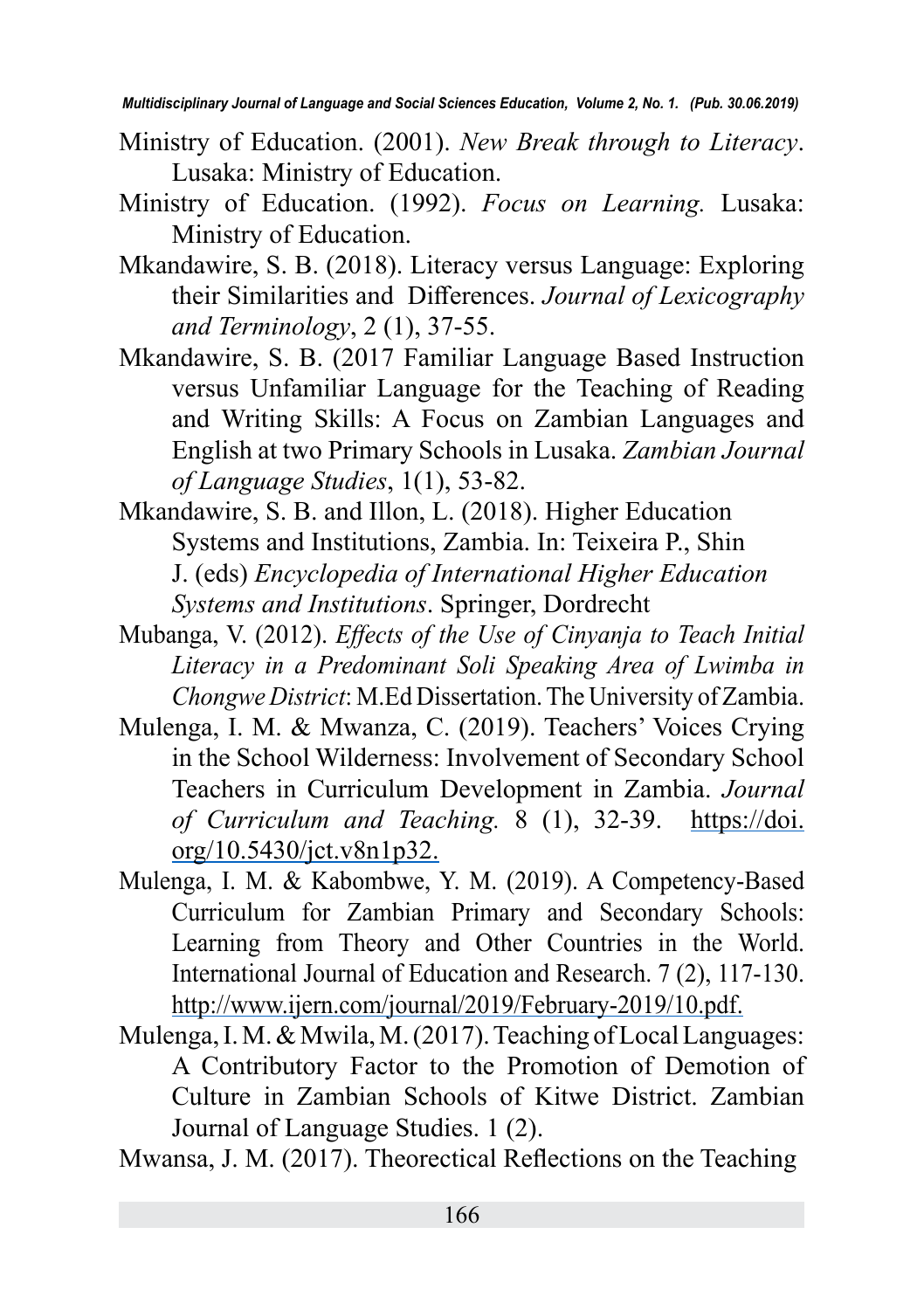Ministry of Education. (2001). *New Break through to Literacy*. Lusaka: Ministry of Education.

Ministry of Education. (1992). *Focus on Learning.* Lusaka: Ministry of Education.

Mkandawire, S. B. (2018). Literacy versus Language: Exploring their Similarities and Differences. *Journal of Lexicography and Terminology*, 2 (1), 37-55.

Mkandawire, S. B. (2017 Familiar Language Based Instruction versus Unfamiliar Language for the Teaching of Reading and Writing Skills: A Focus on Zambian Languages and English at two Primary Schools in Lusaka. *Zambian Journal of Language Studies*, 1(1), 53-82.

Mkandawire, S. B. and Illon, L. (2018). Higher Education Systems and Institutions, Zambia. In: Teixeira P., Shin J. (eds) *Encyclopedia of International Higher Education Systems and Institutions*. Springer, Dordrecht

Mubanga, V. (2012). *Effects of the Use of Cinyanja to Teach Initial Literacy in a Predominant Soli Speaking Area of Lwimba in Chongwe District*: M.Ed Dissertation. The University of Zambia.

Mulenga, I. M. & Mwanza, C. (2019). Teachers' Voices Crying in the School Wilderness: Involvement of Secondary School Teachers in Curriculum Development in Zambia. *Journal of Curriculum and Teaching.* 8 (1), 32-39. https://doi.org/10.5430/jct.v8n1p32.

Mulenga, I. M. & Kabombwe, Y. M. (2019). A Competency-Based Curriculum for Zambian Primary and Secondary Schools: Learning from Theory and Other Countries in the World. International Journal of Education and Research. 7 (2), 117-130. http://www.ijern.com/journal/2019/February-2019/10.pdf.

Mulenga, I. M. & Mwila, M. (2017). Teaching of Local Languages: A Contributory Factor to the Promotion of Demotion of Culture in Zambian Schools of Kitwe District. Zambian Journal of Language Studies. 1 (2).

Mwansa, J. M. (2017). Theorectical Reflections on the Teaching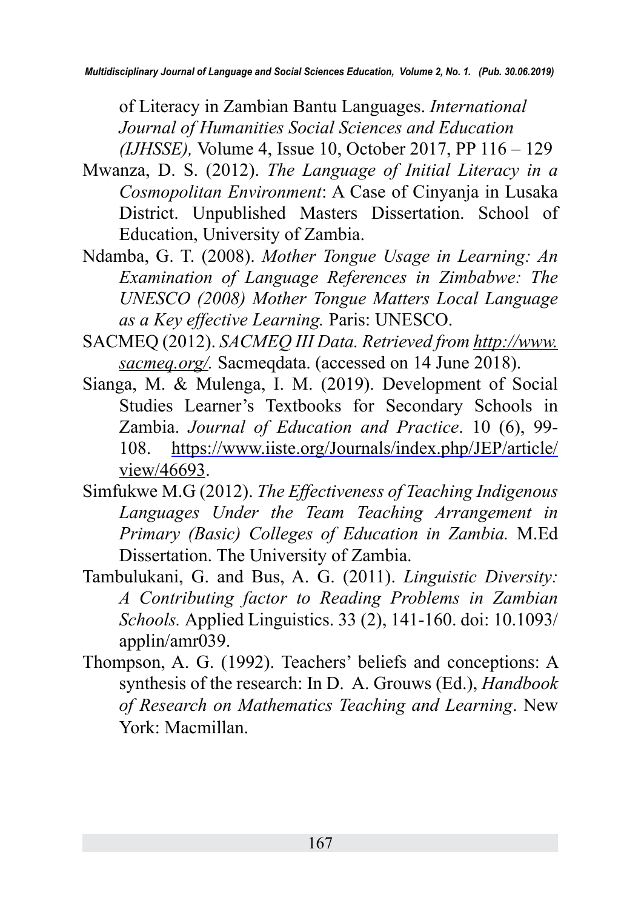of Literacy in Zambian Bantu Languages. *International Journal of Humanities Social Sciences and Education (IJHSSE),* Volume 4, Issue 10, October 2017, PP 116 – 129

Mwanza, D. S. (2012). *The Language of Initial Literacy in a Cosmopolitan Environment*: A Case of Cinyanja in Lusaka District. Unpublished Masters Dissertation. School of Education, University of Zambia.

Ndamba, G. T. (2008). *Mother Tongue Usage in Learning: An Examination of Language References in Zimbabwe: The UNESCO (2008) Mother Tongue Matters Local Language as a Key effective Learning.* Paris: UNESCO.

SACMEQ (2012). *SACMEQ III Data. Retrieved from http://www.sacmeq.org/.* Sacmeqdata. (accessed on 14 June 2018).

Sianga, M. & Mulenga, I. M. (2019). Development of Social Studies Learner's Textbooks for Secondary Schools in Zambia. *Journal of Education and Practice*. 10 (6), 99-108. https://www.iiste.org/Journals/index.php/JEP/article/view/46693.

Simfukwe M.G (2012). *The Effectiveness of Teaching Indigenous Languages Under the Team Teaching Arrangement in Primary (Basic) Colleges of Education in Zambia.* M.Ed Dissertation. The University of Zambia.

Tambulukani, G. and Bus, A. G. (2011). *Linguistic Diversity: A Contributing factor to Reading Problems in Zambian Schools.* Applied Linguistics. 33 (2), 141-160. doi: 10.1093/applin/amr039.

Thompson, A. G. (1992). Teachers' beliefs and conceptions: A synthesis of the research: In D. A. Grouws (Ed.), *Handbook of Research on Mathematics Teaching and Learning*. New York: Macmillan.